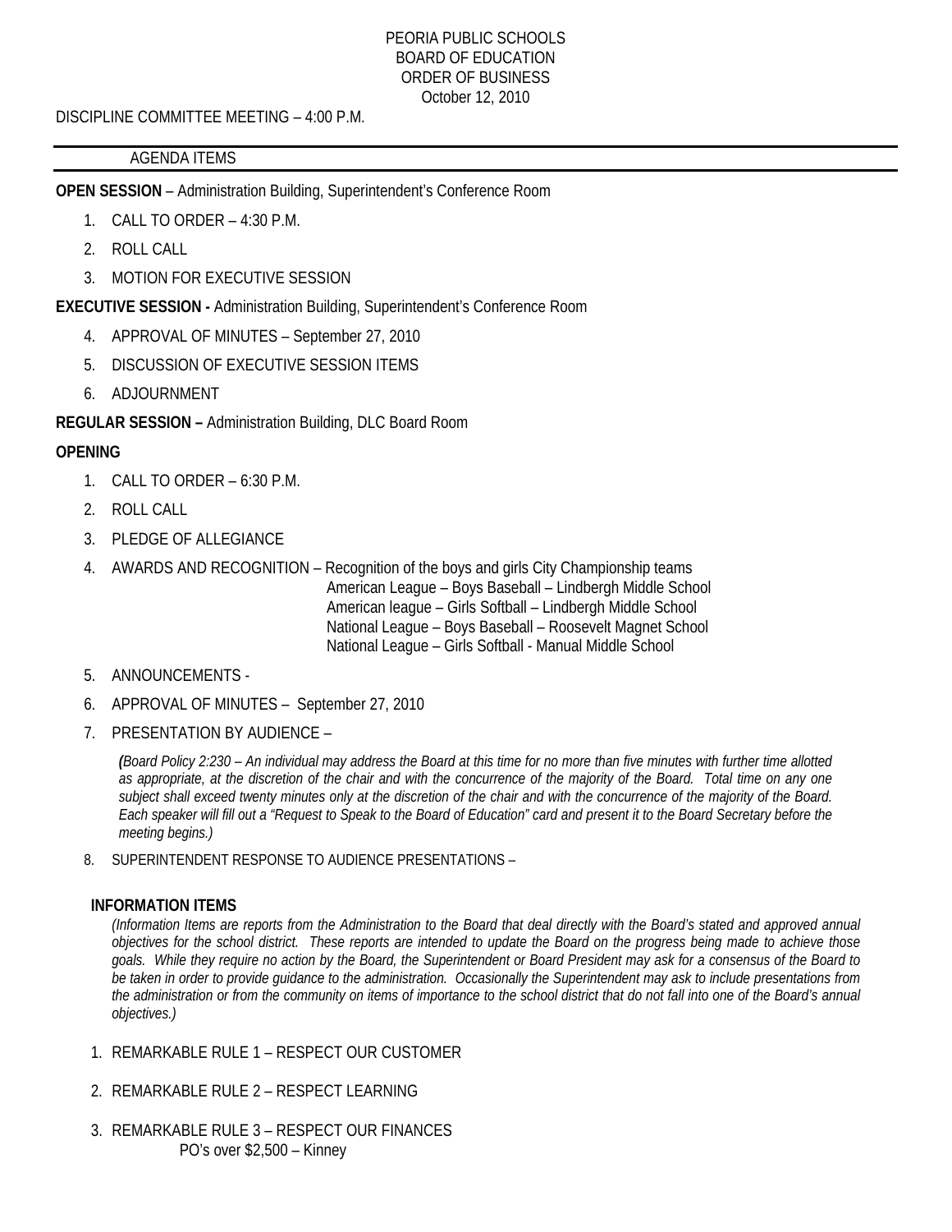PEORIA PUBLIC SCHOOLS
BOARD OF EDUCATION
ORDER OF BUSINESS
October 12, 2010

DISCIPLINE COMMITTEE MEETING – 4:00 P.M.

---

AGENDA ITEMS

---

**OPEN SESSION** – Administration Building, Superintendent's Conference Room

1. CALL TO ORDER – 4:30 P.M.
2. ROLL CALL
3. MOTION FOR EXECUTIVE SESSION

**EXECUTIVE SESSION -** Administration Building, Superintendent's Conference Room

4. APPROVAL OF MINUTES – September 27, 2010
5. DISCUSSION OF EXECUTIVE SESSION ITEMS
6. ADJOURNMENT

**REGULAR SESSION –** Administration Building, DLC Board Room

**OPENING**

1. CALL TO ORDER – 6:30 P.M.
2. ROLL CALL
3. PLEDGE OF ALLEGIANCE
4. AWARDS AND RECOGNITION – Recognition of the boys and girls City Championship teams
   American League – Boys Baseball – Lindbergh Middle School
   American league – Girls Softball – Lindbergh Middle School
   National League – Boys Baseball – Roosevelt Magnet School
   National League – Girls Softball - Manual Middle School
5. ANNOUNCEMENTS -
6. APPROVAL OF MINUTES – September 27, 2010
7. PRESENTATION BY AUDIENCE –

   *(Board Policy 2:230 – An individual may address the Board at this time for no more than five minutes with further time allotted as appropriate, at the discretion of the chair and with the concurrence of the majority of the Board. Total time on any one subject shall exceed twenty minutes only at the discretion of the chair and with the concurrence of the majority of the Board. Each speaker will fill out a "Request to Speak to the Board of Education" card and present it to the Board Secretary before the meeting begins.)*

8. SUPERINTENDENT RESPONSE TO AUDIENCE PRESENTATIONS –

**INFORMATION ITEMS**

*(Information Items are reports from the Administration to the Board that deal directly with the Board's stated and approved annual objectives for the school district. These reports are intended to update the Board on the progress being made to achieve those goals. While they require no action by the Board, the Superintendent or Board President may ask for a consensus of the Board to be taken in order to provide guidance to the administration. Occasionally the Superintendent may ask to include presentations from the administration or from the community on items of importance to the school district that do not fall into one of the Board's annual objectives.)*

1. REMARKABLE RULE 1 – RESPECT OUR CUSTOMER
2. REMARKABLE RULE 2 – RESPECT LEARNING
3. REMARKABLE RULE 3 – RESPECT OUR FINANCES
   PO's over $2,500 – Kinney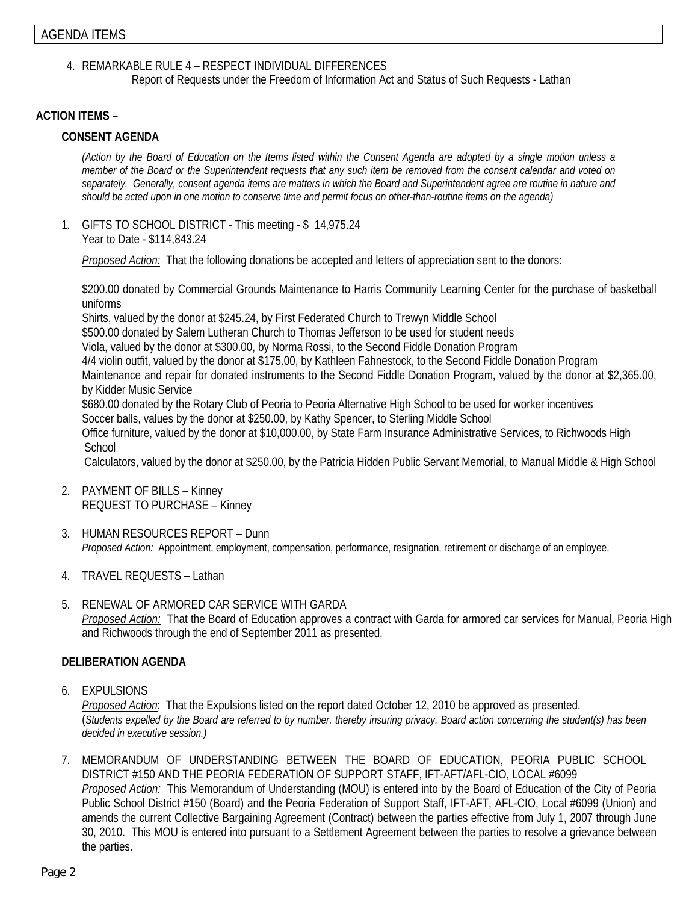AGENDA ITEMS

4. REMARKABLE RULE 4 – RESPECT INDIVIDUAL DIFFERENCES
   Report of Requests under the Freedom of Information Act and Status of Such Requests - Lathan

## ACTION ITEMS –

### CONSENT AGENDA

*(Action by the Board of Education on the Items listed within the Consent Agenda are adopted by a single motion unless a member of the Board or the Superintendent requests that any such item be removed from the consent calendar and voted on separately. Generally, consent agenda items are matters in which the Board and Superintendent agree are routine in nature and should be acted upon in one motion to conserve time and permit focus on other-than-routine items on the agenda)*

1. GIFTS TO SCHOOL DISTRICT - This meeting - $ 14,975.24
   Year to Date - $114,843.24

   Proposed Action: That the following donations be accepted and letters of appreciation sent to the donors:

   $200.00 donated by Commercial Grounds Maintenance to Harris Community Learning Center for the purchase of basketball uniforms
   Shirts, valued by the donor at $245.24, by First Federated Church to Trewyn Middle School
   $500.00 donated by Salem Lutheran Church to Thomas Jefferson to be used for student needs
   Viola, valued by the donor at $300.00, by Norma Rossi, to the Second Fiddle Donation Program
   4/4 violin outfit, valued by the donor at $175.00, by Kathleen Fahnestock, to the Second Fiddle Donation Program
   Maintenance and repair for donated instruments to the Second Fiddle Donation Program, valued by the donor at $2,365.00, by Kidder Music Service
   $680.00 donated by the Rotary Club of Peoria to Peoria Alternative High School to be used for worker incentives
   Soccer balls, values by the donor at $250.00, by Kathy Spencer, to Sterling Middle School
   Office furniture, valued by the donor at $10,000.00, by State Farm Insurance Administrative Services, to Richwoods High School
   Calculators, valued by the donor at $250.00, by the Patricia Hidden Public Servant Memorial, to Manual Middle & High School

2. PAYMENT OF BILLS – Kinney
   REQUEST TO PURCHASE – Kinney

3. HUMAN RESOURCES REPORT – Dunn
   Proposed Action: Appointment, employment, compensation, performance, resignation, retirement or discharge of an employee.

4. TRAVEL REQUESTS – Lathan

5. RENEWAL OF ARMORED CAR SERVICE WITH GARDA
   Proposed Action: That the Board of Education approves a contract with Garda for armored car services for Manual, Peoria High and Richwoods through the end of September 2011 as presented.

### DELIBERATION AGENDA

6. EXPULSIONS
   Proposed Action: That the Expulsions listed on the report dated October 12, 2010 be approved as presented.
   (*Students expelled by the Board are referred to by number, thereby insuring privacy. Board action concerning the student(s) has been decided in executive session.)*

7. MEMORANDUM OF UNDERSTANDING BETWEEN THE BOARD OF EDUCATION, PEORIA PUBLIC SCHOOL DISTRICT #150 AND THE PEORIA FEDERATION OF SUPPORT STAFF, IFT-AFT/AFL-CIO, LOCAL #6099
   Proposed Action: This Memorandum of Understanding (MOU) is entered into by the Board of Education of the City of Peoria Public School District #150 (Board) and the Peoria Federation of Support Staff, IFT-AFT, AFL-CIO, Local #6099 (Union) and amends the current Collective Bargaining Agreement (Contract) between the parties effective from July 1, 2007 through June 30, 2010. This MOU is entered into pursuant to a Settlement Agreement between the parties to resolve a grievance between the parties.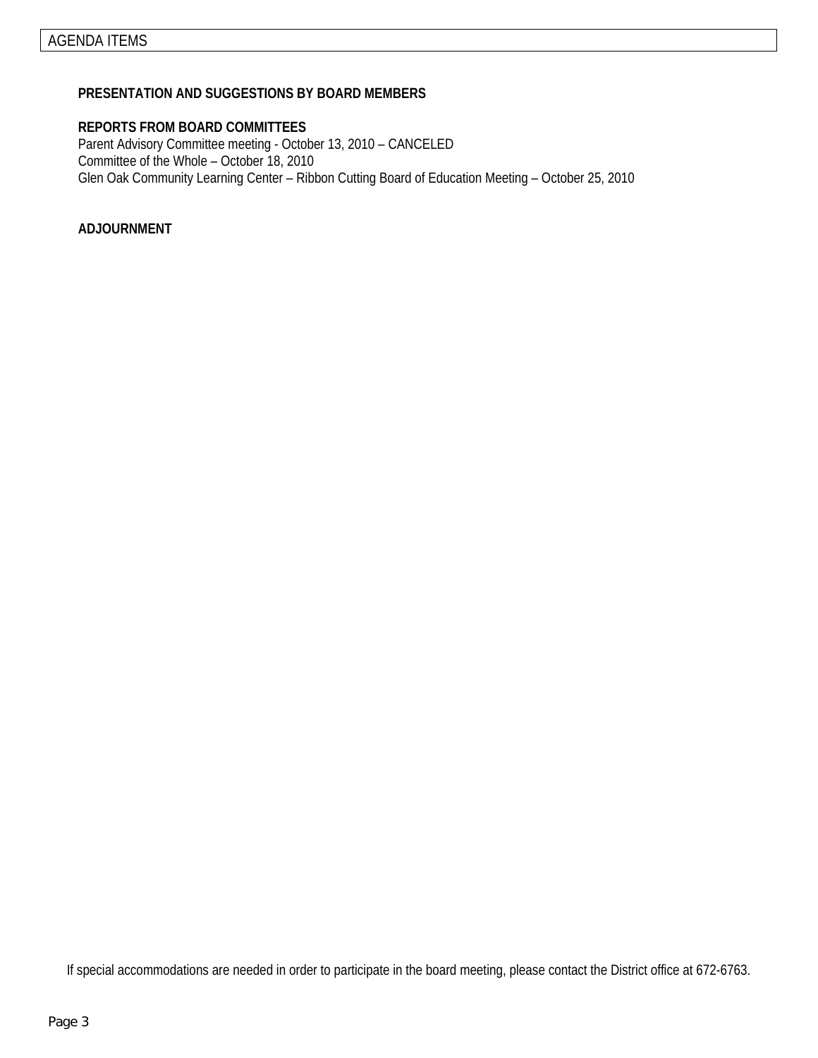AGENDA ITEMS

**PRESENTATION AND SUGGESTIONS BY BOARD MEMBERS**

**REPORTS FROM BOARD COMMITTEES**

Parent Advisory Committee meeting - October 13, 2010 – CANCELED
Committee of the Whole – October 18, 2010
Glen Oak Community Learning Center – Ribbon Cutting Board of Education Meeting – October 25, 2010

**ADJOURNMENT**

If special accommodations are needed in order to participate in the board meeting, please contact the District office at 672-6763.